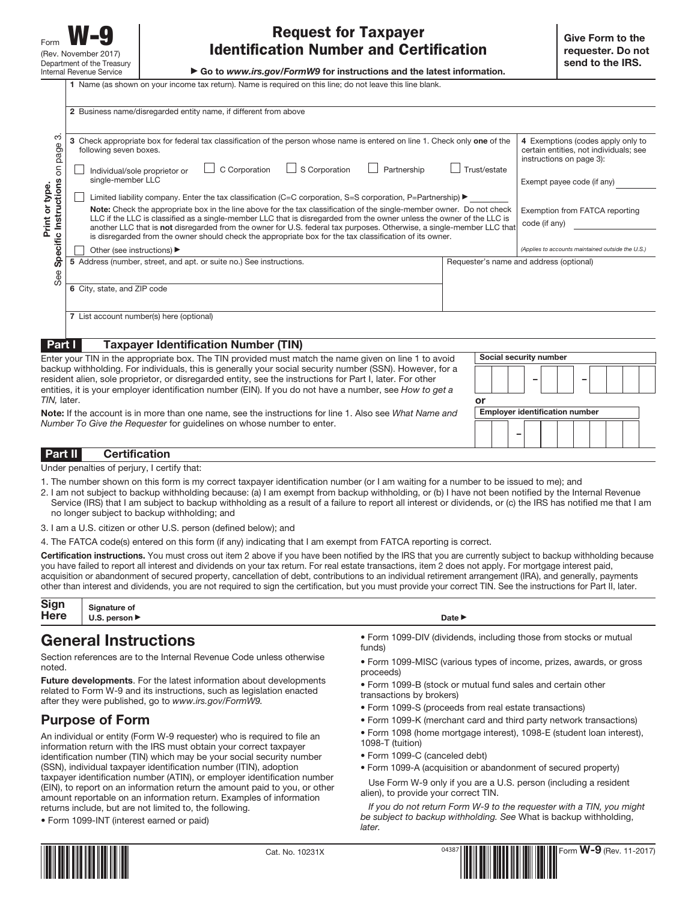Form **W-9**
(Rev. November 2017)
Department of the Treasury
Internal Revenue Service

# Request for Taxpayer Identification Number and Certification

▶ Go to *www.irs.gov/FormW9* for instructions and the latest information.

**Give Form to the requester. Do not send to the IRS.**

**Print or type.**
See **Specific Instructions** on page 3.

**1** Name (as shown on your income tax return). Name is required on this line; do not leave this line blank.

**2** Business name/disregarded entity name, if different from above

**3** Check appropriate box for federal tax classification of the person whose name is entered on line 1. Check only **one** of the following seven boxes.

☐ Individual/sole proprietor or single-member LLC ☐ C Corporation ☐ S Corporation ☐ Partnership ☐ Trust/estate

☐ Limited liability company. Enter the tax classification (C=C corporation, S=S corporation, P=Partnership) ▶

**Note:** Check the appropriate box in the line above for the tax classification of the single-member owner. Do not check LLC if the LLC is classified as a single-member LLC that is disregarded from the owner unless the owner of the LLC is another LLC that is **not** disregarded from the owner for U.S. federal tax purposes. Otherwise, a single-member LLC that is disregarded from the owner should check the appropriate box for the tax classification of its owner.

☐ Other (see instructions) ▶

**4** Exemptions (codes apply only to certain entities, not individuals; see instructions on page 3):

Exempt payee code (if any)

Exemption from FATCA reporting code (if any)

*(Applies to accounts maintained outside the U.S.)*

**5** Address (number, street, and apt. or suite no.) See instructions.

Requester's name and address (optional)

**6** City, state, and ZIP code

**7** List account number(s) here (optional)

## Part I Taxpayer Identification Number (TIN)

Enter your TIN in the appropriate box. The TIN provided must match the name given on line 1 to avoid backup withholding. For individuals, this is generally your social security number (SSN). However, for a resident alien, sole proprietor, or disregarded entity, see the instructions for Part I, later. For other entities, it is your employer identification number (EIN). If you do not have a number, see *How to get a TIN,* later.

**Note:** If the account is in more than one name, see the instructions for line 1. Also see *What Name and Number To Give the Requester* for guidelines on whose number to enter.

**Social security number**

| | | | – | | | – | | | | |
|---|---|---|---|---|---|---|---|---|---|---|

**or**

**Employer identification number**

| | | – | | | | | | | |
|---|---|---|---|---|---|---|---|---|---|

## Part II Certification

Under penalties of perjury, I certify that:

1. The number shown on this form is my correct taxpayer identification number (or I am waiting for a number to be issued to me); and
2. I am not subject to backup withholding because: (a) I am exempt from backup withholding, or (b) I have not been notified by the Internal Revenue Service (IRS) that I am subject to backup withholding as a result of a failure to report all interest or dividends, or (c) the IRS has notified me that I am no longer subject to backup withholding; and
3. I am a U.S. citizen or other U.S. person (defined below); and
4. The FATCA code(s) entered on this form (if any) indicating that I am exempt from FATCA reporting is correct.

**Certification instructions.** You must cross out item 2 above if you have been notified by the IRS that you are currently subject to backup withholding because you have failed to report all interest and dividends on your tax return. For real estate transactions, item 2 does not apply. For mortgage interest paid, acquisition or abandonment of secured property, cancellation of debt, contributions to an individual retirement arrangement (IRA), and generally, payments other than interest and dividends, you are not required to sign the certification, but you must provide your correct TIN. See the instructions for Part II, later.

**Sign Here** | **Signature of U.S. person** ▶ | **Date** ▶

# General Instructions

Section references are to the Internal Revenue Code unless otherwise noted.

**Future developments**. For the latest information about developments related to Form W-9 and its instructions, such as legislation enacted after they were published, go to *www.irs.gov/FormW9.*

## Purpose of Form

An individual or entity (Form W-9 requester) who is required to file an information return with the IRS must obtain your correct taxpayer identification number (TIN) which may be your social security number (SSN), individual taxpayer identification number (ITIN), adoption taxpayer identification number (ATIN), or employer identification number (EIN), to report on an information return the amount paid to you, or other amount reportable on an information return. Examples of information returns include, but are not limited to, the following.

- Form 1099-INT (interest earned or paid)
- Form 1099-DIV (dividends, including those from stocks or mutual funds)
- Form 1099-MISC (various types of income, prizes, awards, or gross proceeds)
- Form 1099-B (stock or mutual fund sales and certain other transactions by brokers)
- Form 1099-S (proceeds from real estate transactions)
- Form 1099-K (merchant card and third party network transactions)
- Form 1098 (home mortgage interest), 1098-E (student loan interest), 1098-T (tuition)
- Form 1099-C (canceled debt)
- Form 1099-A (acquisition or abandonment of secured property)

Use Form W-9 only if you are a U.S. person (including a resident alien), to provide your correct TIN.

*If you do not return Form W-9 to the requester with a TIN, you might be subject to backup withholding. See* What is backup withholding, *later.*

Cat. No. 10231X

Form **W-9** (Rev. 11-2017)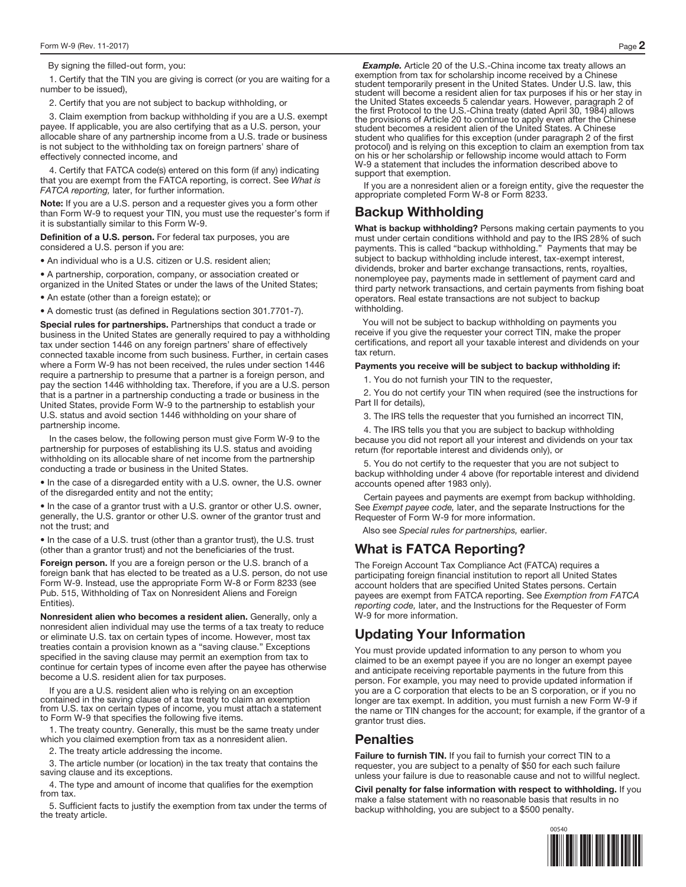By signing the filled-out form, you:

1. Certify that the TIN you are giving is correct (or you are waiting for a number to be issued),

2. Certify that you are not subject to backup withholding, or

3. Claim exemption from backup withholding if you are a U.S. exempt payee. If applicable, you are also certifying that as a U.S. person, your allocable share of any partnership income from a U.S. trade or business is not subject to the withholding tax on foreign partners' share of effectively connected income, and

4. Certify that FATCA code(s) entered on this form (if any) indicating that you are exempt from the FATCA reporting, is correct. See *What is FATCA reporting,* later, for further information.

**Note:** If you are a U.S. person and a requester gives you a form other than Form W-9 to request your TIN, you must use the requester's form if it is substantially similar to this Form W-9.

**Definition of a U.S. person.** For federal tax purposes, you are considered a U.S. person if you are:

- An individual who is a U.S. citizen or U.S. resident alien;
- A partnership, corporation, company, or association created or organized in the United States or under the laws of the United States;
- An estate (other than a foreign estate); or
- A domestic trust (as defined in Regulations section 301.7701-7).

**Special rules for partnerships.** Partnerships that conduct a trade or business in the United States are generally required to pay a withholding tax under section 1446 on any foreign partners' share of effectively connected taxable income from such business. Further, in certain cases where a Form W-9 has not been received, the rules under section 1446 require a partnership to presume that a partner is a foreign person, and pay the section 1446 withholding tax. Therefore, if you are a U.S. person that is a partner in a partnership conducting a trade or business in the United States, provide Form W-9 to the partnership to establish your U.S. status and avoid section 1446 withholding on your share of partnership income.

In the cases below, the following person must give Form W-9 to the partnership for purposes of establishing its U.S. status and avoiding withholding on its allocable share of net income from the partnership conducting a trade or business in the United States.

- In the case of a disregarded entity with a U.S. owner, the U.S. owner of the disregarded entity and not the entity;
- In the case of a grantor trust with a U.S. grantor or other U.S. owner, generally, the U.S. grantor or other U.S. owner of the grantor trust and not the trust; and
- In the case of a U.S. trust (other than a grantor trust), the U.S. trust (other than a grantor trust) and not the beneficiaries of the trust.

**Foreign person.** If you are a foreign person or the U.S. branch of a foreign bank that has elected to be treated as a U.S. person, do not use Form W-9. Instead, use the appropriate Form W-8 or Form 8233 (see Pub. 515, Withholding of Tax on Nonresident Aliens and Foreign Entities).

**Nonresident alien who becomes a resident alien.** Generally, only a nonresident alien individual may use the terms of a tax treaty to reduce or eliminate U.S. tax on certain types of income. However, most tax treaties contain a provision known as a "saving clause." Exceptions specified in the saving clause may permit an exemption from tax to continue for certain types of income even after the payee has otherwise become a U.S. resident alien for tax purposes.

If you are a U.S. resident alien who is relying on an exception contained in the saving clause of a tax treaty to claim an exemption from U.S. tax on certain types of income, you must attach a statement to Form W-9 that specifies the following five items.

1. The treaty country. Generally, this must be the same treaty under which you claimed exemption from tax as a nonresident alien.

2. The treaty article addressing the income.

3. The article number (or location) in the tax treaty that contains the saving clause and its exceptions.

4. The type and amount of income that qualifies for the exemption from tax.

5. Sufficient facts to justify the exemption from tax under the terms of the treaty article.

***Example.*** Article 20 of the U.S.-China income tax treaty allows an exemption from tax for scholarship income received by a Chinese student temporarily present in the United States. Under U.S. law, this student will become a resident alien for tax purposes if his or her stay in the United States exceeds 5 calendar years. However, paragraph 2 of the first Protocol to the U.S.-China treaty (dated April 30, 1984) allows the provisions of Article 20 to continue to apply even after the Chinese student becomes a resident alien of the United States. A Chinese student who qualifies for this exception (under paragraph 2 of the first protocol) and is relying on this exception to claim an exemption from tax on his or her scholarship or fellowship income would attach to Form W-9 a statement that includes the information described above to support that exemption.

If you are a nonresident alien or a foreign entity, give the requester the appropriate completed Form W-8 or Form 8233.

## Backup Withholding

**What is backup withholding?** Persons making certain payments to you must under certain conditions withhold and pay to the IRS 28% of such payments. This is called "backup withholding." Payments that may be subject to backup withholding include interest, tax-exempt interest, dividends, broker and barter exchange transactions, rents, royalties, nonemployee pay, payments made in settlement of payment card and third party network transactions, and certain payments from fishing boat operators. Real estate transactions are not subject to backup withholding.

You will not be subject to backup withholding on payments you receive if you give the requester your correct TIN, make the proper certifications, and report all your taxable interest and dividends on your tax return.

**Payments you receive will be subject to backup withholding if:**

1. You do not furnish your TIN to the requester,

2. You do not certify your TIN when required (see the instructions for Part II for details),

3. The IRS tells the requester that you furnished an incorrect TIN,

4. The IRS tells you that you are subject to backup withholding because you did not report all your interest and dividends on your tax return (for reportable interest and dividends only), or

5. You do not certify to the requester that you are not subject to backup withholding under 4 above (for reportable interest and dividend accounts opened after 1983 only).

Certain payees and payments are exempt from backup withholding. See *Exempt payee code,* later, and the separate Instructions for the Requester of Form W-9 for more information.

Also see *Special rules for partnerships,* earlier.

## What is FATCA Reporting?

The Foreign Account Tax Compliance Act (FATCA) requires a participating foreign financial institution to report all United States account holders that are specified United States persons. Certain payees are exempt from FATCA reporting. See *Exemption from FATCA reporting code,* later, and the Instructions for the Requester of Form W-9 for more information.

## Updating Your Information

You must provide updated information to any person to whom you claimed to be an exempt payee if you are no longer an exempt payee and anticipate receiving reportable payments in the future from this person. For example, you may need to provide updated information if you are a C corporation that elects to be an S corporation, or if you no longer are tax exempt. In addition, you must furnish a new Form W-9 if the name or TIN changes for the account; for example, if the grantor of a grantor trust dies.

## Penalties

**Failure to furnish TIN.** If you fail to furnish your correct TIN to a requester, you are subject to a penalty of $50 for each such failure unless your failure is due to reasonable cause and not to willful neglect.

**Civil penalty for false information with respect to withholding.** If you make a false statement with no reasonable basis that results in no backup withholding, you are subject to a $500 penalty.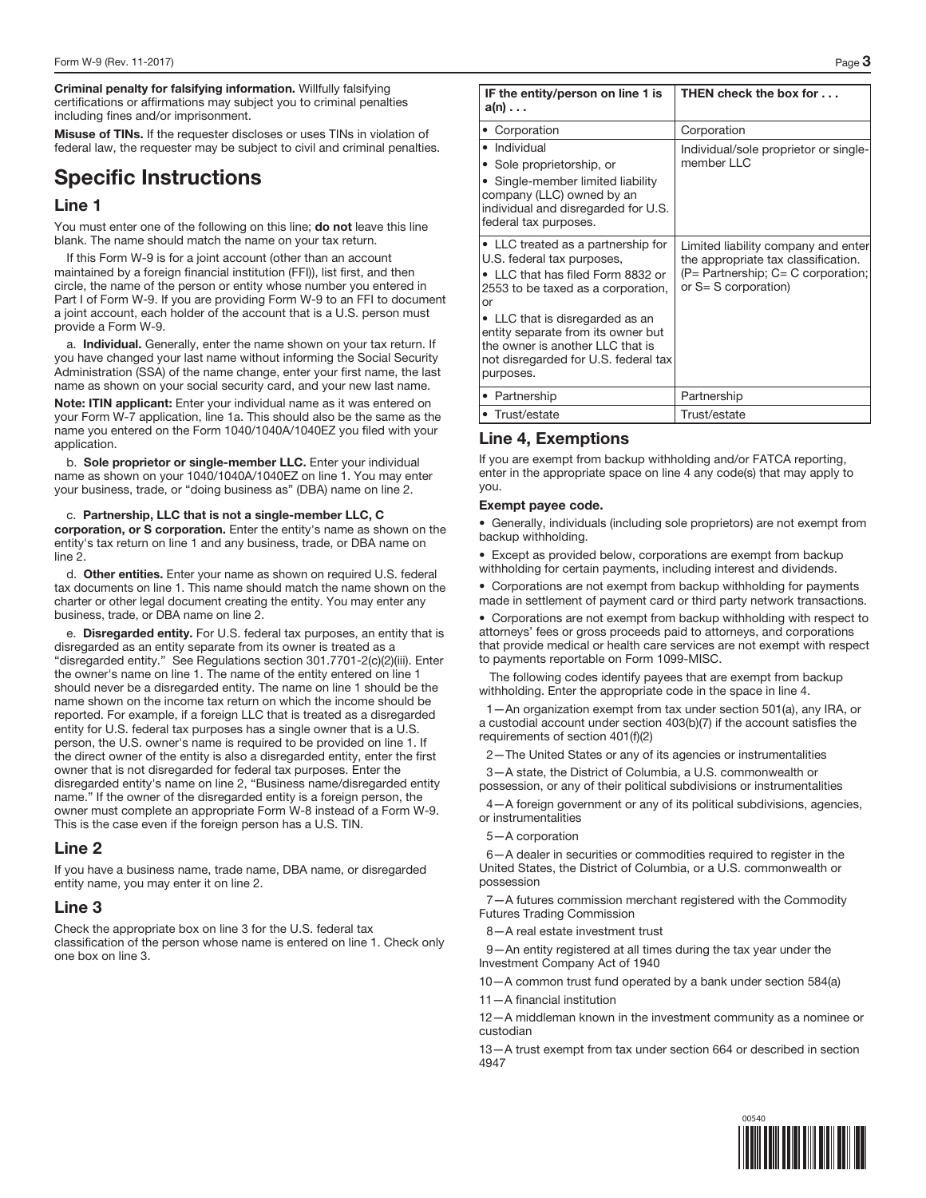**Criminal penalty for falsifying information.** Willfully falsifying certifications or affirmations may subject you to criminal penalties including fines and/or imprisonment.

**Misuse of TINs.** If the requester discloses or uses TINs in violation of federal law, the requester may be subject to civil and criminal penalties.

# Specific Instructions

## Line 1

You must enter one of the following on this line; **do not** leave this line blank. The name should match the name on your tax return.

If this Form W-9 is for a joint account (other than an account maintained by a foreign financial institution (FFI)), list first, and then circle, the name of the person or entity whose number you entered in Part I of Form W-9. If you are providing Form W-9 to an FFI to document a joint account, each holder of the account that is a U.S. person must provide a Form W-9.

a. **Individual.** Generally, enter the name shown on your tax return. If you have changed your last name without informing the Social Security Administration (SSA) of the name change, enter your first name, the last name as shown on your social security card, and your new last name.

**Note: ITIN applicant:** Enter your individual name as it was entered on your Form W-7 application, line 1a. This should also be the same as the name you entered on the Form 1040/1040A/1040EZ you filed with your application.

b. **Sole proprietor or single-member LLC.** Enter your individual name as shown on your 1040/1040A/1040EZ on line 1. You may enter your business, trade, or "doing business as" (DBA) name on line 2.

c. **Partnership, LLC that is not a single-member LLC, C corporation, or S corporation.** Enter the entity's name as shown on the entity's tax return on line 1 and any business, trade, or DBA name on line 2.

d. **Other entities.** Enter your name as shown on required U.S. federal tax documents on line 1. This name should match the name shown on the charter or other legal document creating the entity. You may enter any business, trade, or DBA name on line 2.

e. **Disregarded entity.** For U.S. federal tax purposes, an entity that is disregarded as an entity separate from its owner is treated as a "disregarded entity." See Regulations section 301.7701-2(c)(2)(iii). Enter the owner's name on line 1. The name of the entity entered on line 1 should never be a disregarded entity. The name on line 1 should be the name shown on the income tax return on which the income should be reported. For example, if a foreign LLC that is treated as a disregarded entity for U.S. federal tax purposes has a single owner that is a U.S. person, the U.S. owner's name is required to be provided on line 1. If the direct owner of the entity is also a disregarded entity, enter the first owner that is not disregarded for federal tax purposes. Enter the disregarded entity's name on line 2, "Business name/disregarded entity name." If the owner of the disregarded entity is a foreign person, the owner must complete an appropriate Form W-8 instead of a Form W-9. This is the case even if the foreign person has a U.S. TIN.

## Line 2

If you have a business name, trade name, DBA name, or disregarded entity name, you may enter it on line 2.

## Line 3

Check the appropriate box on line 3 for the U.S. federal tax classification of the person whose name is entered on line 1. Check only one box on line 3.

| IF the entity/person on line 1 is a(n) . . . | THEN check the box for . . . |
|---|---|
| • Corporation | Corporation |
| • Individual<br>• Sole proprietorship, or<br>• Single-member limited liability company (LLC) owned by an individual and disregarded for U.S. federal tax purposes. | Individual/sole proprietor or single-member LLC |
| • LLC treated as a partnership for U.S. federal tax purposes,<br>• LLC that has filed Form 8832 or 2553 to be taxed as a corporation, or<br>• LLC that is disregarded as an entity separate from its owner but the owner is another LLC that is not disregarded for U.S. federal tax purposes. | Limited liability company and enter the appropriate tax classification. (P= Partnership; C= C corporation; or S= S corporation) |
| • Partnership | Partnership |
| • Trust/estate | Trust/estate |

## Line 4, Exemptions

If you are exempt from backup withholding and/or FATCA reporting, enter in the appropriate space on line 4 any code(s) that may apply to you.

**Exempt payee code.**

- Generally, individuals (including sole proprietors) are not exempt from backup withholding.
- Except as provided below, corporations are exempt from backup withholding for certain payments, including interest and dividends.
- Corporations are not exempt from backup withholding for payments made in settlement of payment card or third party network transactions.
- Corporations are not exempt from backup withholding with respect to attorneys' fees or gross proceeds paid to attorneys, and corporations that provide medical or health care services are not exempt with respect to payments reportable on Form 1099-MISC.

The following codes identify payees that are exempt from backup withholding. Enter the appropriate code in the space in line 4.

1—An organization exempt from tax under section 501(a), any IRA, or a custodial account under section 403(b)(7) if the account satisfies the requirements of section 401(f)(2)

2—The United States or any of its agencies or instrumentalities

3—A state, the District of Columbia, a U.S. commonwealth or possession, or any of their political subdivisions or instrumentalities

4—A foreign government or any of its political subdivisions, agencies, or instrumentalities

5—A corporation

6—A dealer in securities or commodities required to register in the United States, the District of Columbia, or a U.S. commonwealth or possession

7—A futures commission merchant registered with the Commodity Futures Trading Commission

8—A real estate investment trust

9—An entity registered at all times during the tax year under the Investment Company Act of 1940

10—A common trust fund operated by a bank under section 584(a)

11—A financial institution

12—A middleman known in the investment community as a nominee or custodian

13—A trust exempt from tax under section 664 or described in section 4947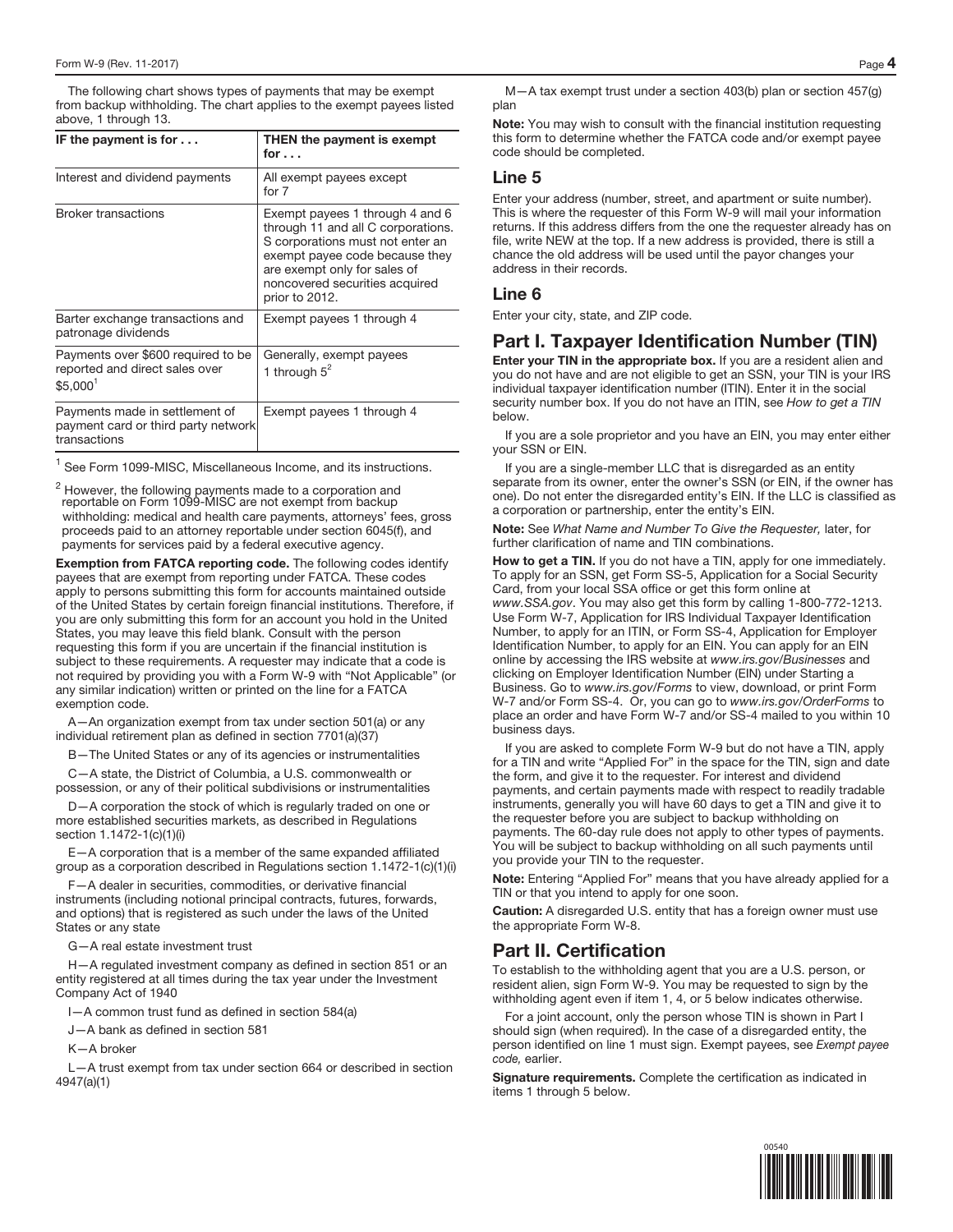The following chart shows types of payments that may be exempt from backup withholding. The chart applies to the exempt payees listed above, 1 through 13.

| IF the payment is for . . . | THEN the payment is exempt for . . . |
| --- | --- |
| Interest and dividend payments | All exempt payees except for 7 |
| Broker transactions | Exempt payees 1 through 4 and 6 through 11 and all C corporations. S corporations must not enter an exempt payee code because they are exempt only for sales of noncovered securities acquired prior to 2012. |
| Barter exchange transactions and patronage dividends | Exempt payees 1 through 4 |
| Payments over $600 required to be reported and direct sales over $5,000[1] | Generally, exempt payees 1 through 5[2] |
| Payments made in settlement of payment card or third party network transactions | Exempt payees 1 through 4 |

[1] See Form 1099-MISC, Miscellaneous Income, and its instructions.

[2] However, the following payments made to a corporation and reportable on Form 1099-MISC are not exempt from backup withholding: medical and health care payments, attorneys' fees, gross proceeds paid to an attorney reportable under section 6045(f), and payments for services paid by a federal executive agency.

**Exemption from FATCA reporting code.** The following codes identify payees that are exempt from reporting under FATCA. These codes apply to persons submitting this form for accounts maintained outside of the United States by certain foreign financial institutions. Therefore, if you are only submitting this form for an account you hold in the United States, you may leave this field blank. Consult with the person requesting this form if you are uncertain if the financial institution is subject to these requirements. A requester may indicate that a code is not required by providing you with a Form W-9 with "Not Applicable" (or any similar indication) written or printed on the line for a FATCA exemption code.

A—An organization exempt from tax under section 501(a) or any individual retirement plan as defined in section 7701(a)(37)

B—The United States or any of its agencies or instrumentalities

C—A state, the District of Columbia, a U.S. commonwealth or possession, or any of their political subdivisions or instrumentalities

D—A corporation the stock of which is regularly traded on one or more established securities markets, as described in Regulations section 1.1472-1(c)(1)(i)

E—A corporation that is a member of the same expanded affiliated group as a corporation described in Regulations section 1.1472-1(c)(1)(i)

F—A dealer in securities, commodities, or derivative financial instruments (including notional principal contracts, futures, forwards, and options) that is registered as such under the laws of the United States or any state

G—A real estate investment trust

H—A regulated investment company as defined in section 851 or an entity registered at all times during the tax year under the Investment Company Act of 1940

I—A common trust fund as defined in section 584(a)

J—A bank as defined in section 581

K—A broker

L—A trust exempt from tax under section 664 or described in section 4947(a)(1)

M—A tax exempt trust under a section 403(b) plan or section 457(g) plan

**Note:** You may wish to consult with the financial institution requesting this form to determine whether the FATCA code and/or exempt payee code should be completed.

## Line 5

Enter your address (number, street, and apartment or suite number). This is where the requester of this Form W-9 will mail your information returns. If this address differs from the one the requester already has on file, write NEW at the top. If a new address is provided, there is still a chance the old address will be used until the payor changes your address in their records.

## Line 6

Enter your city, state, and ZIP code.

## Part I. Taxpayer Identification Number (TIN)

**Enter your TIN in the appropriate box.** If you are a resident alien and you do not have and are not eligible to get an SSN, your TIN is your IRS individual taxpayer identification number (ITIN). Enter it in the social security number box. If you do not have an ITIN, see *How to get a TIN* below.

If you are a sole proprietor and you have an EIN, you may enter either your SSN or EIN.

If you are a single-member LLC that is disregarded as an entity separate from its owner, enter the owner's SSN (or EIN, if the owner has one). Do not enter the disregarded entity's EIN. If the LLC is classified as a corporation or partnership, enter the entity's EIN.

**Note:** See *What Name and Number To Give the Requester,* later, for further clarification of name and TIN combinations.

**How to get a TIN.** If you do not have a TIN, apply for one immediately. To apply for an SSN, get Form SS-5, Application for a Social Security Card, from your local SSA office or get this form online at *www.SSA.gov*. You may also get this form by calling 1-800-772-1213. Use Form W-7, Application for IRS Individual Taxpayer Identification Number, to apply for an ITIN, or Form SS-4, Application for Employer Identification Number, to apply for an EIN. You can apply for an EIN online by accessing the IRS website at *www.irs.gov/Businesses* and clicking on Employer Identification Number (EIN) under Starting a Business. Go to *www.irs.gov/Forms* to view, download, or print Form W-7 and/or Form SS-4. Or, you can go to *www.irs.gov/OrderForms* to place an order and have Form W-7 and/or SS-4 mailed to you within 10 business days.

If you are asked to complete Form W-9 but do not have a TIN, apply for a TIN and write "Applied For" in the space for the TIN, sign and date the form, and give it to the requester. For interest and dividend payments, and certain payments made with respect to readily tradable instruments, generally you will have 60 days to get a TIN and give it to the requester before you are subject to backup withholding on payments. The 60-day rule does not apply to other types of payments. You will be subject to backup withholding on all such payments until you provide your TIN to the requester.

**Note:** Entering "Applied For" means that you have already applied for a TIN or that you intend to apply for one soon.

**Caution:** A disregarded U.S. entity that has a foreign owner must use the appropriate Form W-8.

## Part II. Certification

To establish to the withholding agent that you are a U.S. person, or resident alien, sign Form W-9. You may be requested to sign by the withholding agent even if item 1, 4, or 5 below indicates otherwise.

For a joint account, only the person whose TIN is shown in Part I should sign (when required). In the case of a disregarded entity, the person identified on line 1 must sign. Exempt payees, see *Exempt payee code,* earlier.

**Signature requirements.** Complete the certification as indicated in items 1 through 5 below.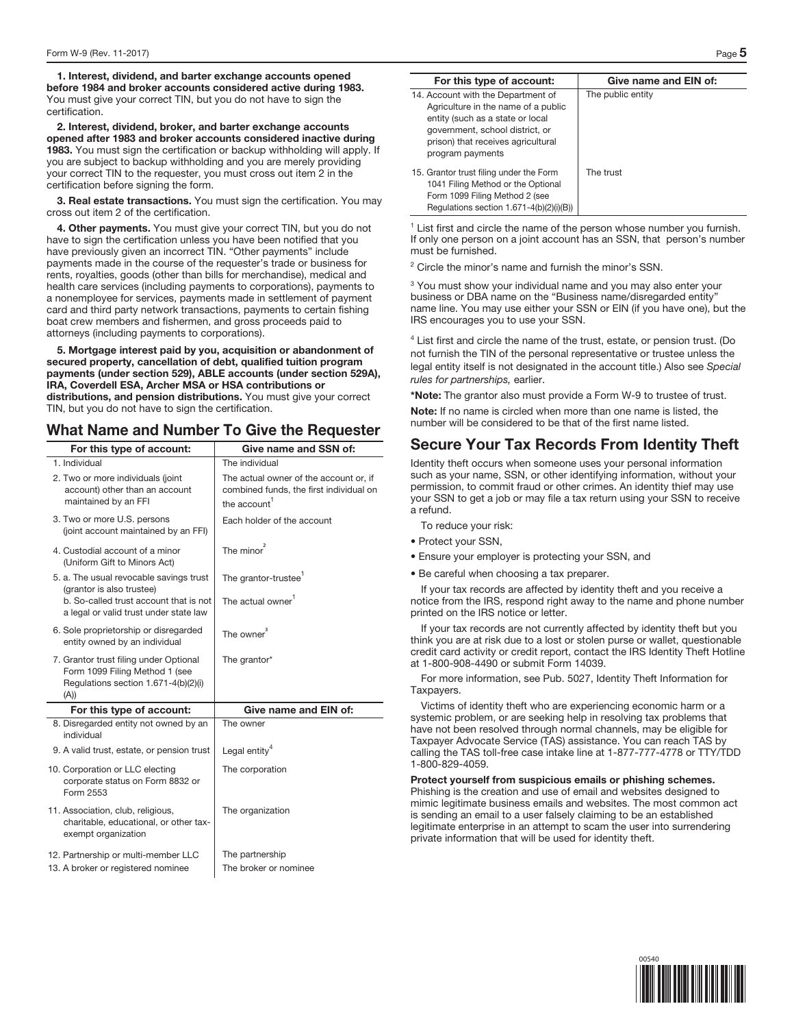**1. Interest, dividend, and barter exchange accounts opened before 1984 and broker accounts considered active during 1983.** You must give your correct TIN, but you do not have to sign the certification.

**2. Interest, dividend, broker, and barter exchange accounts opened after 1983 and broker accounts considered inactive during 1983.** You must sign the certification or backup withholding will apply. If you are subject to backup withholding and you are merely providing your correct TIN to the requester, you must cross out item 2 in the certification before signing the form.

**3. Real estate transactions.** You must sign the certification. You may cross out item 2 of the certification.

**4. Other payments.** You must give your correct TIN, but you do not have to sign the certification unless you have been notified that you have previously given an incorrect TIN. "Other payments" include payments made in the course of the requester's trade or business for rents, royalties, goods (other than bills for merchandise), medical and health care services (including payments to corporations), payments to a nonemployee for services, payments made in settlement of payment card and third party network transactions, payments to certain fishing boat crew members and fishermen, and gross proceeds paid to attorneys (including payments to corporations).

**5. Mortgage interest paid by you, acquisition or abandonment of secured property, cancellation of debt, qualified tuition program payments (under section 529), ABLE accounts (under section 529A), IRA, Coverdell ESA, Archer MSA or HSA contributions or distributions, and pension distributions.** You must give your correct TIN, but you do not have to sign the certification.

## What Name and Number To Give the Requester

| For this type of account: | Give name and SSN of: |
|---|---|
| 1. Individual | The individual |
| 2. Two or more individuals (joint account) other than an account maintained by an FFI | The actual owner of the account or, if combined funds, the first individual on the account[1] |
| 3. Two or more U.S. persons (joint account maintained by an FFI) | Each holder of the account |
| 4. Custodial account of a minor (Uniform Gift to Minors Act) | The minor[2] |
| 5. a. The usual revocable savings trust (grantor is also trustee) | The grantor-trustee[1] |
| b. So-called trust account that is not a legal or valid trust under state law | The actual owner[1] |
| 6. Sole proprietorship or disregarded entity owned by an individual | The owner[3] |
| 7. Grantor trust filing under Optional Form 1099 Filing Method 1 (see Regulations section 1.671-4(b)(2)(i)(A)) | The grantor* |
| **For this type of account:** | **Give name and EIN of:** |
| 8. Disregarded entity not owned by an individual | The owner |
| 9. A valid trust, estate, or pension trust | Legal entity[4] |
| 10. Corporation or LLC electing corporate status on Form 8832 or Form 2553 | The corporation |
| 11. Association, club, religious, charitable, educational, or other tax-exempt organization | The organization |
| 12. Partnership or multi-member LLC | The partnership |
| 13. A broker or registered nominee | The broker or nominee |
| 14. Account with the Department of Agriculture in the name of a public entity (such as a state or local government, school district, or prison) that receives agricultural program payments | The public entity |
| 15. Grantor trust filing under the Form 1041 Filing Method or the Optional Form 1099 Filing Method 2 (see Regulations section 1.671-4(b)(2)(i)(B)) | The trust |

[1] List first and circle the name of the person whose number you furnish. If only one person on a joint account has an SSN, that person's number must be furnished.

[2] Circle the minor's name and furnish the minor's SSN.

[3] You must show your individual name and you may also enter your business or DBA name on the "Business name/disregarded entity" name line. You may use either your SSN or EIN (if you have one), but the IRS encourages you to use your SSN.

[4] List first and circle the name of the trust, estate, or pension trust. (Do not furnish the TIN of the personal representative or trustee unless the legal entity itself is not designated in the account title.) Also see *Special rules for partnerships,* earlier.

**\*Note:** The grantor also must provide a Form W-9 to trustee of trust.

**Note:** If no name is circled when more than one name is listed, the number will be considered to be that of the first name listed.

## Secure Your Tax Records From Identity Theft

Identity theft occurs when someone uses your personal information such as your name, SSN, or other identifying information, without your permission, to commit fraud or other crimes. An identity thief may use your SSN to get a job or may file a tax return using your SSN to receive a refund.

To reduce your risk:

- Protect your SSN,
- Ensure your employer is protecting your SSN, and
- Be careful when choosing a tax preparer.

If your tax records are affected by identity theft and you receive a notice from the IRS, respond right away to the name and phone number printed on the IRS notice or letter.

If your tax records are not currently affected by identity theft but you think you are at risk due to a lost or stolen purse or wallet, questionable credit card activity or credit report, contact the IRS Identity Theft Hotline at 1-800-908-4490 or submit Form 14039.

For more information, see Pub. 5027, Identity Theft Information for Taxpayers.

Victims of identity theft who are experiencing economic harm or a systemic problem, or are seeking help in resolving tax problems that have not been resolved through normal channels, may be eligible for Taxpayer Advocate Service (TAS) assistance. You can reach TAS by calling the TAS toll-free case intake line at 1-877-777-4778 or TTY/TDD 1-800-829-4059.

**Protect yourself from suspicious emails or phishing schemes.** Phishing is the creation and use of email and websites designed to mimic legitimate business emails and websites. The most common act is sending an email to a user falsely claiming to be an established legitimate enterprise in an attempt to scam the user into surrendering private information that will be used for identity theft.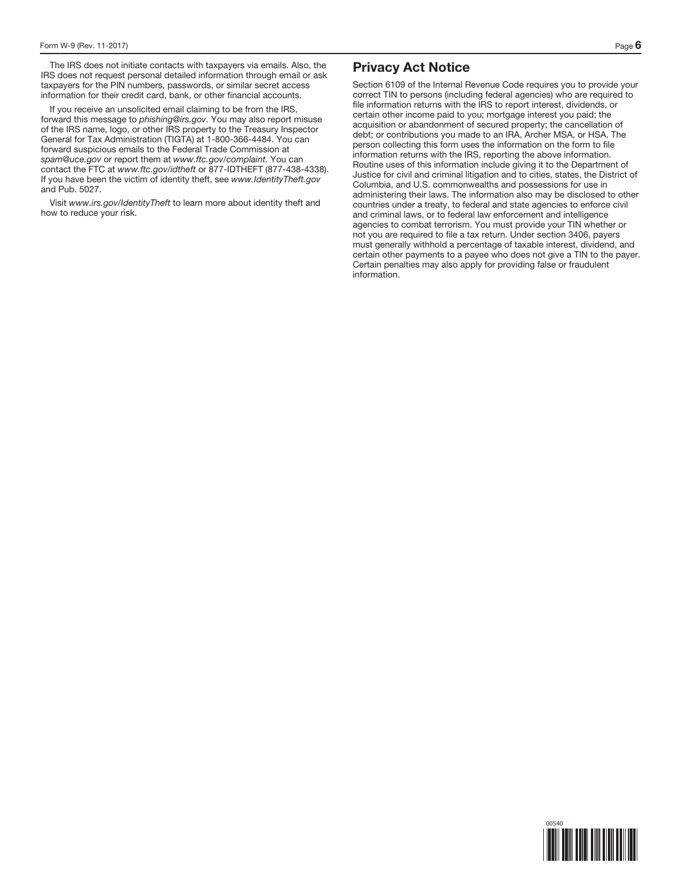The IRS does not initiate contacts with taxpayers via emails. Also, the IRS does not request personal detailed information through email or ask taxpayers for the PIN numbers, passwords, or similar secret access information for their credit card, bank, or other financial accounts.

If you receive an unsolicited email claiming to be from the IRS, forward this message to *phishing@irs.gov*. You may also report misuse of the IRS name, logo, or other IRS property to the Treasury Inspector General for Tax Administration (TIGTA) at 1-800-366-4484. You can forward suspicious emails to the Federal Trade Commission at *spam@uce.gov* or report them at *www.ftc.gov/complaint.* You can contact the FTC at *www.ftc.gov/idtheft* or 877-IDTHEFT (877-438-4338). If you have been the victim of identity theft, see *www.IdentityTheft.gov* and Pub. 5027.

Visit *www.irs.gov/IdentityTheft* to learn more about identity theft and how to reduce your risk.

## Privacy Act Notice

Section 6109 of the Internal Revenue Code requires you to provide your correct TIN to persons (including federal agencies) who are required to file information returns with the IRS to report interest, dividends, or certain other income paid to you; mortgage interest you paid; the acquisition or abandonment of secured property; the cancellation of debt; or contributions you made to an IRA, Archer MSA, or HSA. The person collecting this form uses the information on the form to file information returns with the IRS, reporting the above information. Routine uses of this information include giving it to the Department of Justice for civil and criminal litigation and to cities, states, the District of Columbia, and U.S. commonwealths and possessions for use in administering their laws. The information also may be disclosed to other countries under a treaty, to federal and state agencies to enforce civil and criminal laws, or to federal law enforcement and intelligence agencies to combat terrorism. You must provide your TIN whether or not you are required to file a tax return. Under section 3406, payers must generally withhold a percentage of taxable interest, dividend, and certain other payments to a payee who does not give a TIN to the payer. Certain penalties may also apply for providing false or fraudulent information.